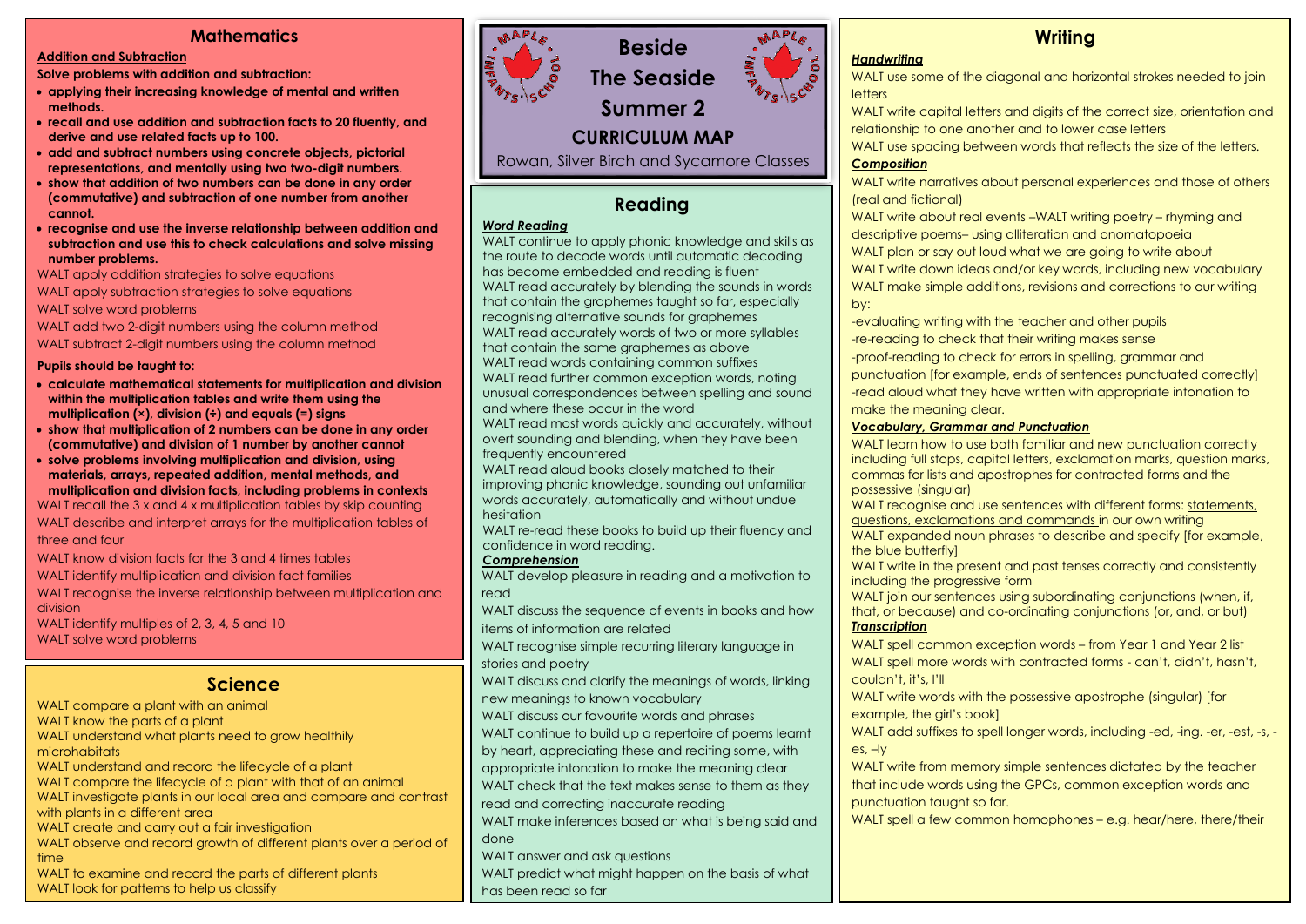# Beside The Seaside Summer 2

## CURRICULUM MAP

Rowan, Silver Birch and Sycamore Classes

## Mathematics

**Addition and Subtraction**

**Solve problems with addition and subtraction:**

- **applying their increasing knowledge of mental and written methods.**
- **recall and use addition and subtraction facts to 20 fluently, and derive and use related facts up to 100.**
- **add and subtract numbers using concrete objects, pictorial representations, and mentally using two two-digit numbers.**
- **show that addition of two numbers can be done in any order (commutative) and subtraction of one number from another cannot.**
- **recognise and use the inverse relationship between addition and subtraction and use this to check calculations and solve missing number problems.**

WALT apply addition strategies to solve equations
WALT apply subtraction strategies to solve equations
WALT solve word problems
WALT add two 2-digit numbers using the column method
WALT subtract 2-digit numbers using the column method

**Pupils should be taught to:**

- **calculate mathematical statements for multiplication and division within the multiplication tables and write them using the multiplication (×), division (÷) and equals (=) signs**
- **show that multiplication of 2 numbers can be done in any order (commutative) and division of 1 number by another cannot**
- **solve problems involving multiplication and division, using materials, arrays, repeated addition, mental methods, and multiplication and division facts, including problems in contexts**

WALT recall the 3 x and 4 x multiplication tables by skip counting
WALT describe and interpret arrays for the multiplication tables of three and four
WALT know division facts for the 3 and 4 times tables
WALT identify multiplication and division fact families
WALT recognise the inverse relationship between multiplication and division
WALT identify multiples of 2, 3, 4, 5 and 10
WALT solve word problems

## Science

WALT compare a plant with an animal
WALT know the parts of a plant
WALT understand what plants need to grow healthily
microhabitats
WALT understand and record the lifecycle of a plant
WALT compare the lifecycle of a plant with that of an animal
WALT investigate plants in our local area and compare and contrast with plants in a different area
WALT create and carry out a fair investigation
WALT observe and record growth of different plants over a period of time
WALT to examine and record the parts of different plants
WALT look for patterns to help us classify

## Reading

***Word Reading***

WALT continue to apply phonic knowledge and skills as the route to decode words until automatic decoding has become embedded and reading is fluent
WALT read accurately by blending the sounds in words that contain the graphemes taught so far, especially recognising alternative sounds for graphemes
WALT read accurately words of two or more syllables that contain the same graphemes as above
WALT read words containing common suffixes
WALT read further common exception words, noting unusual correspondences between spelling and sound and where these occur in the word
WALT read most words quickly and accurately, without overt sounding and blending, when they have been frequently encountered
WALT read aloud books closely matched to their improving phonic knowledge, sounding out unfamiliar words accurately, automatically and without undue hesitation
WALT re-read these books to build up their fluency and confidence in word reading.

***Comprehension***

WALT develop pleasure in reading and a motivation to read
WALT discuss the sequence of events in books and how items of information are related
WALT recognise simple recurring literary language in stories and poetry
WALT discuss and clarify the meanings of words, linking new meanings to known vocabulary
WALT discuss our favourite words and phrases
WALT continue to build up a repertoire of poems learnt by heart, appreciating these and reciting some, with appropriate intonation to make the meaning clear
WALT check that the text makes sense to them as they read and correcting inaccurate reading
WALT make inferences based on what is being said and done
WALT answer and ask questions
WALT predict what might happen on the basis of what has been read so far

## Writing

***Handwriting***

WALT use some of the diagonal and horizontal strokes needed to join letters
WALT write capital letters and digits of the correct size, orientation and relationship to one another and to lower case letters
WALT use spacing between words that reflects the size of the letters.

***Composition***

WALT write narratives about personal experiences and those of others (real and fictional)
WALT write about real events –WALT writing poetry – rhyming and descriptive poems– using alliteration and onomatopoeia
WALT plan or say out loud what we are going to write about
WALT write down ideas and/or key words, including new vocabulary
WALT make simple additions, revisions and corrections to our writing by:
-evaluating writing with the teacher and other pupils
-re-reading to check that their writing makes sense
-proof-reading to check for errors in spelling, grammar and punctuation [for example, ends of sentences punctuated correctly]
-read aloud what they have written with appropriate intonation to make the meaning clear.

***Vocabulary, Grammar and Punctuation***

WALT learn how to use both familiar and new punctuation correctly including full stops, capital letters, exclamation marks, question marks, commas for lists and apostrophes for contracted forms and the possessive (singular)
WALT recognise and use sentences with different forms: statements, questions, exclamations and commands in our own writing
WALT expanded noun phrases to describe and specify [for example, the blue butterfly]
WALT write in the present and past tenses correctly and consistently including the progressive form
WALT join our sentences using subordinating conjunctions (when, if, that, or because) and co-ordinating conjunctions (or, and, or but)

***Transcription***

WALT spell common exception words – from Year 1 and Year 2 list
WALT spell more words with contracted forms - can't, didn't, hasn't, couldn't, it's, I'll
WALT write words with the possessive apostrophe (singular) [for example, the girl's book]
WALT add suffixes to spell longer words, including -ed, -ing. -er, -est, -s, -es, –ly
WALT write from memory simple sentences dictated by the teacher that include words using the GPCs, common exception words and punctuation taught so far.
WALT spell a few common homophones – e.g. hear/here, there/their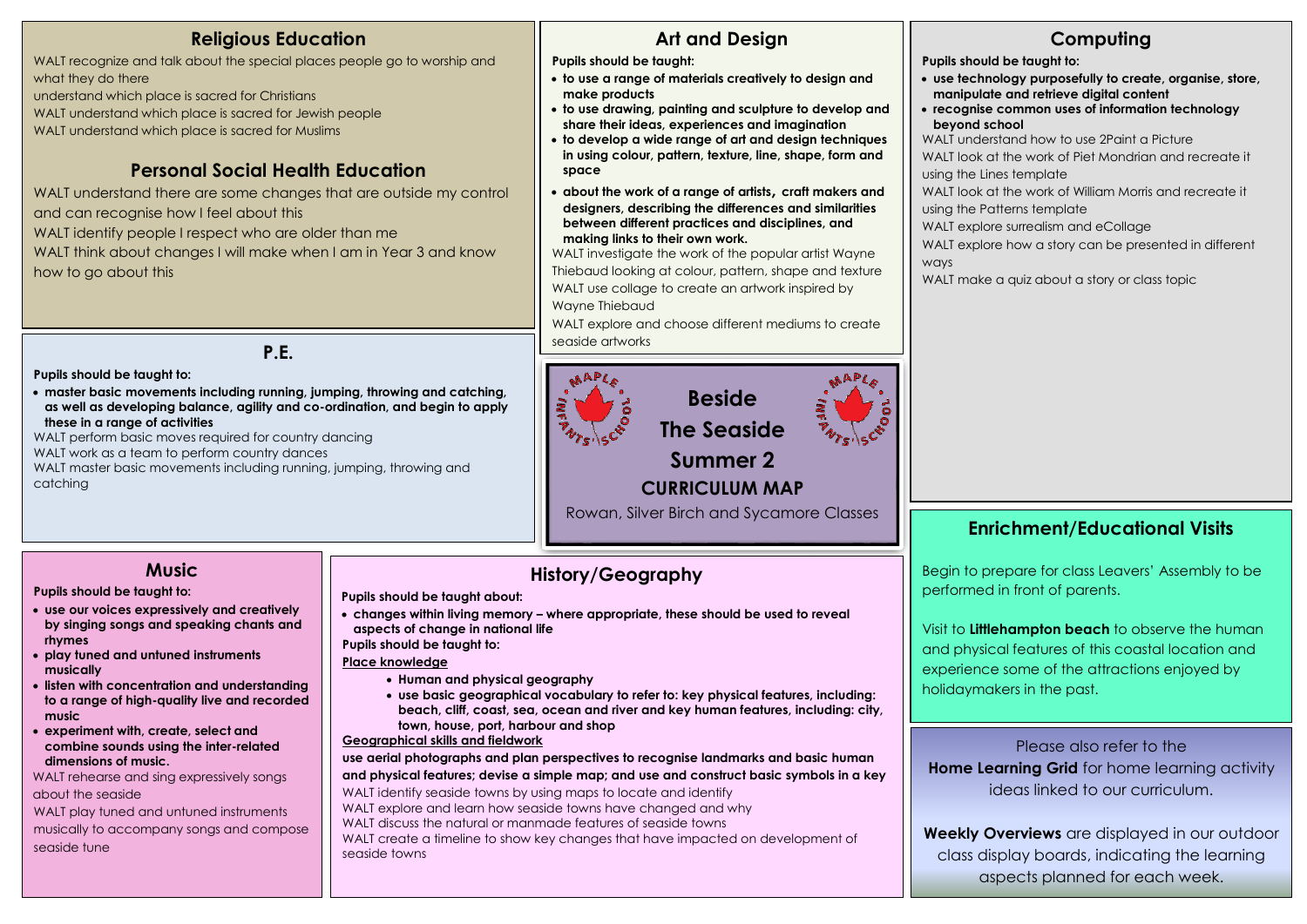## Beside The Seaside Summer 2

## CURRICULUM MAP

Rowan, Silver Birch and Sycamore Classes

## Religious Education

WALT recognize and talk about the special places people go to worship and what they do there

understand which place is sacred for Christians

WALT understand which place is sacred for Jewish people

WALT understand which place is sacred for Muslims

## Personal Social Health Education

WALT understand there are some changes that are outside my control and can recognise how I feel about this

WALT identify people I respect who are older than me

WALT think about changes I will make when I am in Year 3 and know how to go about this

## P.E.

**Pupils should be taught to:**

- **master basic movements including running, jumping, throwing and catching, as well as developing balance, agility and co-ordination, and begin to apply these in a range of activities**

WALT perform basic moves required for country dancing

WALT work as a team to perform country dances

WALT master basic movements including running, jumping, throwing and catching

## Art and Design

**Pupils should be taught:**

- **to use a range of materials creatively to design and make products**
- **to use drawing, painting and sculpture to develop and share their ideas, experiences and imagination**
- **to develop a wide range of art and design techniques in using colour, pattern, texture, line, shape, form and space**
- **about the work of a range of artists, craft makers and designers, describing the differences and similarities between different practices and disciplines, and making links to their own work.**

WALT investigate the work of the popular artist Wayne Thiebaud looking at colour, pattern, shape and texture

WALT use collage to create an artwork inspired by Wayne Thiebaud

WALT explore and choose different mediums to create seaside artworks

## Computing

**Pupils should be taught to:**

- **use technology purposefully to create, organise, store, manipulate and retrieve digital content**
- **recognise common uses of information technology beyond school**

WALT understand how to use 2Paint a Picture

WALT look at the work of Piet Mondrian and recreate it using the Lines template

WALT look at the work of William Morris and recreate it using the Patterns template

WALT explore surrealism and eCollage

WALT explore how a story can be presented in different ways

WALT make a quiz about a story or class topic

## Music

**Pupils should be taught to:**

- **use our voices expressively and creatively by singing songs and speaking chants and rhymes**
- **play tuned and untuned instruments musically**
- **listen with concentration and understanding to a range of high-quality live and recorded music**
- **experiment with, create, select and combine sounds using the inter-related dimensions of music.**

WALT rehearse and sing expressively songs about the seaside

WALT play tuned and untuned instruments musically to accompany songs and compose seaside tune

## History/Geography

**Pupils should be taught about:**

- **changes within living memory – where appropriate, these should be used to reveal aspects of change in national life**

**Pupils should be taught to:**

**Place knowledge**

- **Human and physical geography**
- **use basic geographical vocabulary to refer to: key physical features, including: beach, cliff, coast, sea, ocean and river and key human features, including: city, town, house, port, harbour and shop**

**Geographical skills and fieldwork**

**use aerial photographs and plan perspectives to recognise landmarks and basic human and physical features; devise a simple map; and use and construct basic symbols in a key**

WALT identify seaside towns by using maps to locate and identify

WALT explore and learn how seaside towns have changed and why

WALT discuss the natural or manmade features of seaside towns

WALT create a timeline to show key changes that have impacted on development of seaside towns

## Enrichment/Educational Visits

Begin to prepare for class Leavers' Assembly to be performed in front of parents.

Visit to **Littlehampton beach** to observe the human and physical features of this coastal location and experience some of the attractions enjoyed by holidaymakers in the past.

Please also refer to the **Home Learning Grid** for home learning activity ideas linked to our curriculum.

**Weekly Overviews** are displayed in our outdoor class display boards, indicating the learning aspects planned for each week.